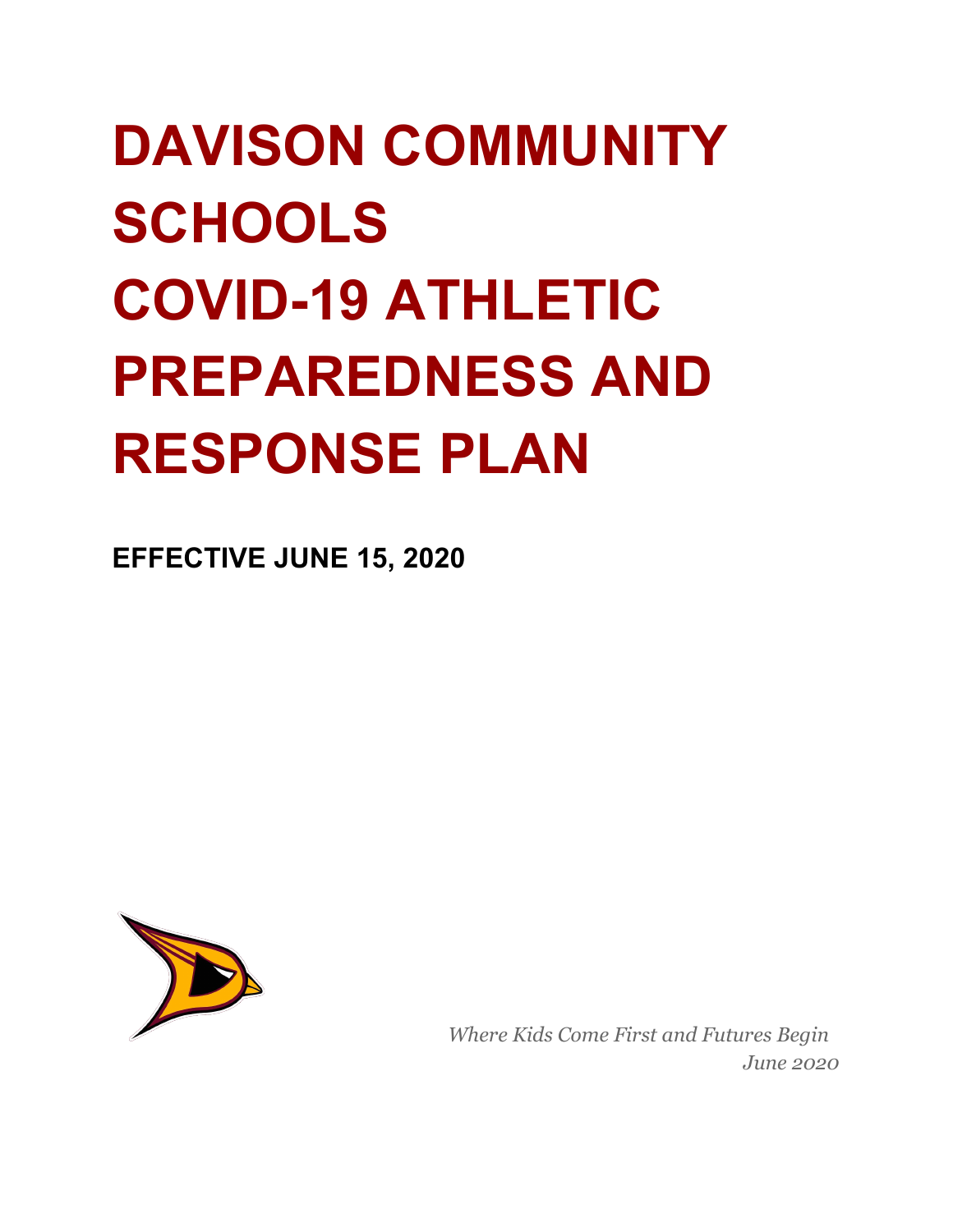# DAVISON COMMUNITY SCHOOLS COVID-19 ATHLETIC PREPAREDNESS AND RESPONSE PLAN

**EFFECTIVE JUNE 15, 2020**

*Where Kids Come First and Futures Begin*
*June 2020*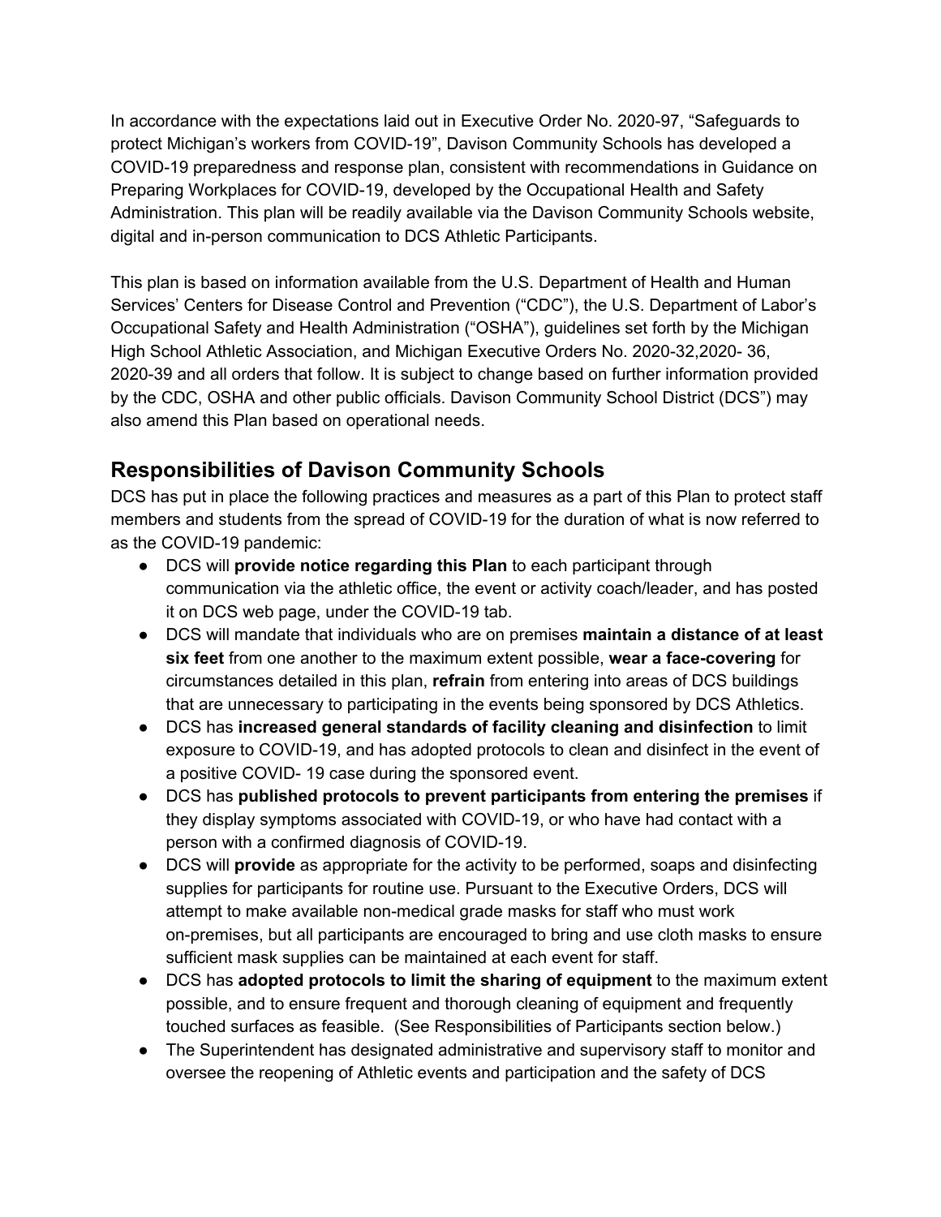In accordance with the expectations laid out in Executive Order No. 2020-97, "Safeguards to protect Michigan's workers from COVID-19", Davison Community Schools has developed a COVID-19 preparedness and response plan, consistent with recommendations in Guidance on Preparing Workplaces for COVID-19, developed by the Occupational Health and Safety Administration. This plan will be readily available via the Davison Community Schools website, digital and in-person communication to DCS Athletic Participants.

This plan is based on information available from the U.S. Department of Health and Human Services' Centers for Disease Control and Prevention ("CDC"), the U.S. Department of Labor's Occupational Safety and Health Administration ("OSHA"), guidelines set forth by the Michigan High School Athletic Association, and Michigan Executive Orders No. 2020-32,2020- 36, 2020-39 and all orders that follow. It is subject to change based on further information provided by the CDC, OSHA and other public officials. Davison Community School District (DCS") may also amend this Plan based on operational needs.

## Responsibilities of Davison Community Schools

DCS has put in place the following practices and measures as a part of this Plan to protect staff members and students from the spread of COVID-19 for the duration of what is now referred to as the COVID-19 pandemic:

- DCS will **provide notice regarding this Plan** to each participant through communication via the athletic office, the event or activity coach/leader, and has posted it on DCS web page, under the COVID-19 tab.
- DCS will mandate that individuals who are on premises **maintain a distance of at least six feet** from one another to the maximum extent possible, **wear a face-covering** for circumstances detailed in this plan, **refrain** from entering into areas of DCS buildings that are unnecessary to participating in the events being sponsored by DCS Athletics.
- DCS has **increased general standards of facility cleaning and disinfection** to limit exposure to COVID-19, and has adopted protocols to clean and disinfect in the event of a positive COVID- 19 case during the sponsored event.
- DCS has **published protocols to prevent participants from entering the premises** if they display symptoms associated with COVID-19, or who have had contact with a person with a confirmed diagnosis of COVID-19.
- DCS will **provide** as appropriate for the activity to be performed, soaps and disinfecting supplies for participants for routine use. Pursuant to the Executive Orders, DCS will attempt to make available non-medical grade masks for staff who must work on-premises, but all participants are encouraged to bring and use cloth masks to ensure sufficient mask supplies can be maintained at each event for staff.
- DCS has **adopted protocols to limit the sharing of equipment** to the maximum extent possible, and to ensure frequent and thorough cleaning of equipment and frequently touched surfaces as feasible. (See Responsibilities of Participants section below.)
- The Superintendent has designated administrative and supervisory staff to monitor and oversee the reopening of Athletic events and participation and the safety of DCS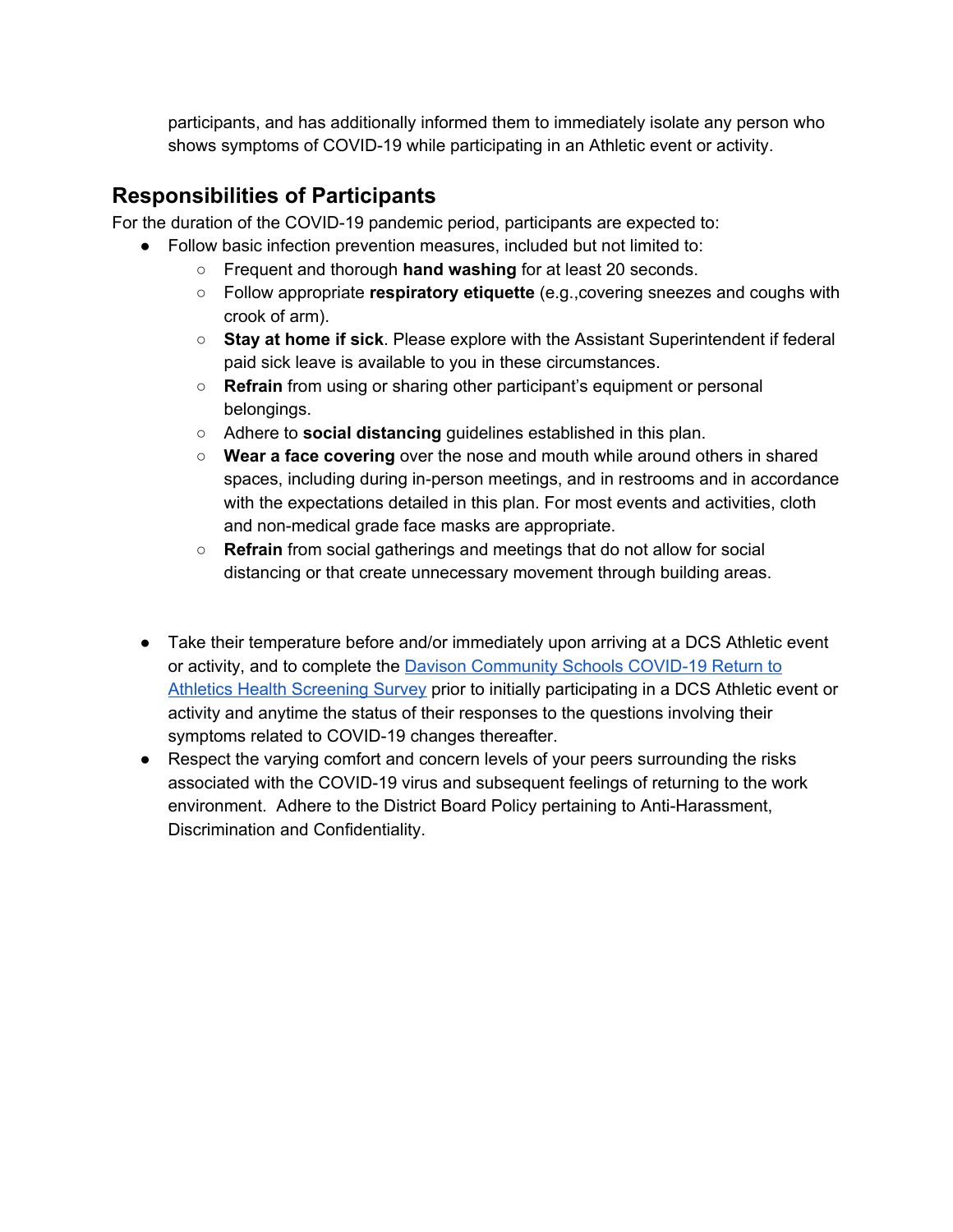participants, and has additionally informed them to immediately isolate any person who shows symptoms of COVID-19 while participating in an Athletic event or activity.

## Responsibilities of Participants

For the duration of the COVID-19 pandemic period, participants are expected to:

- Follow basic infection prevention measures, included but not limited to:
  - Frequent and thorough **hand washing** for at least 20 seconds.
  - Follow appropriate **respiratory etiquette** (e.g.,covering sneezes and coughs with crook of arm).
  - **Stay at home if sick**. Please explore with the Assistant Superintendent if federal paid sick leave is available to you in these circumstances.
  - **Refrain** from using or sharing other participant's equipment or personal belongings.
  - Adhere to **social distancing** guidelines established in this plan.
  - **Wear a face covering** over the nose and mouth while around others in shared spaces, including during in-person meetings, and in restrooms and in accordance with the expectations detailed in this plan. For most events and activities, cloth and non-medical grade face masks are appropriate.
  - **Refrain** from social gatherings and meetings that do not allow for social distancing or that create unnecessary movement through building areas.

- Take their temperature before and/or immediately upon arriving at a DCS Athletic event or activity, and to complete the Davison Community Schools COVID-19 Return to Athletics Health Screening Survey prior to initially participating in a DCS Athletic event or activity and anytime the status of their responses to the questions involving their symptoms related to COVID-19 changes thereafter.
- Respect the varying comfort and concern levels of your peers surrounding the risks associated with the COVID-19 virus and subsequent feelings of returning to the work environment. Adhere to the District Board Policy pertaining to Anti-Harassment, Discrimination and Confidentiality.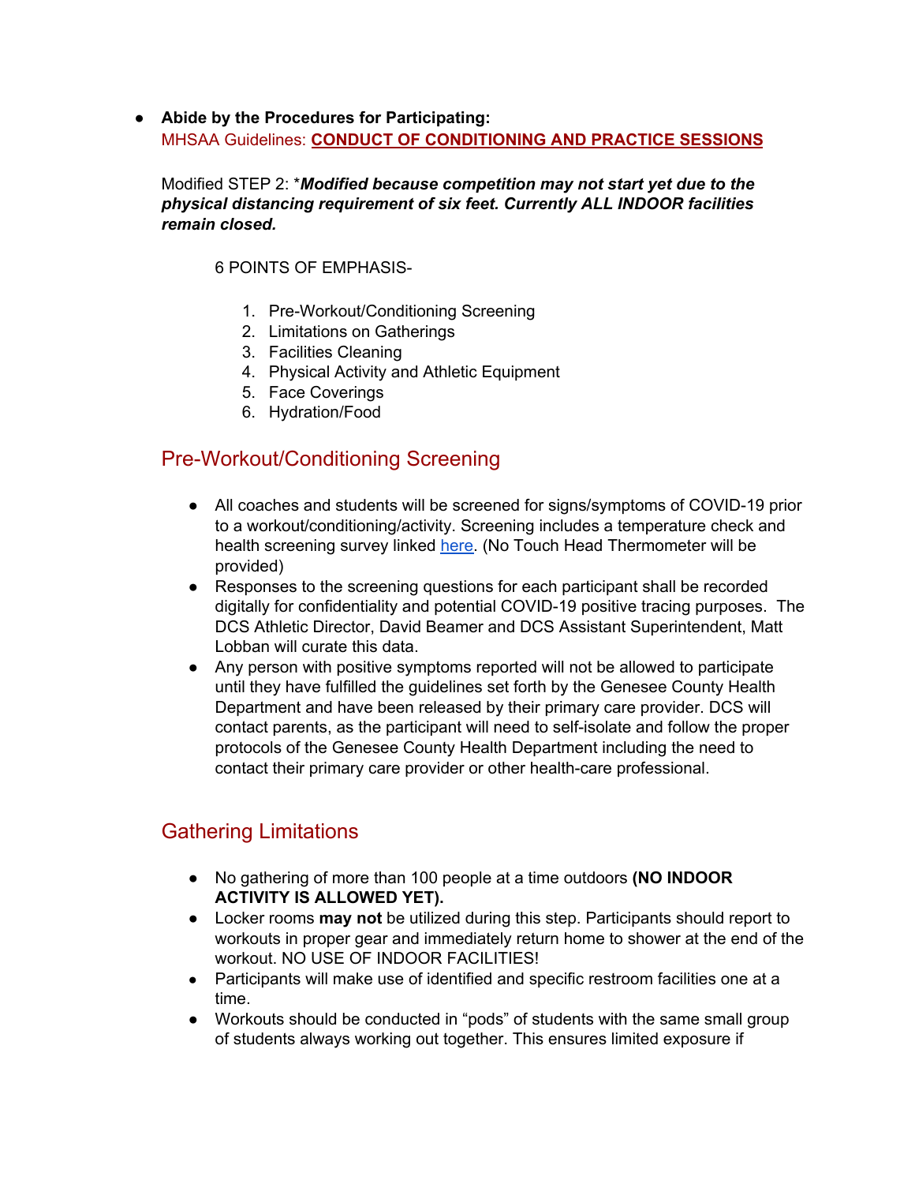- **Abide by the Procedures for Participating:**
  MHSAA Guidelines: **CONDUCT OF CONDITIONING AND PRACTICE SESSIONS**

  Modified STEP 2: \****Modified because competition may not start yet due to the physical distancing requirement of six feet. Currently ALL INDOOR facilities remain closed.***

  6 POINTS OF EMPHASIS-

  1. Pre-Workout/Conditioning Screening
  2. Limitations on Gatherings
  3. Facilities Cleaning
  4. Physical Activity and Athletic Equipment
  5. Face Coverings
  6. Hydration/Food

## Pre-Workout/Conditioning Screening

- All coaches and students will be screened for signs/symptoms of COVID-19 prior to a workout/conditioning/activity. Screening includes a temperature check and health screening survey linked here. (No Touch Head Thermometer will be provided)
- Responses to the screening questions for each participant shall be recorded digitally for confidentiality and potential COVID-19 positive tracing purposes. The DCS Athletic Director, David Beamer and DCS Assistant Superintendent, Matt Lobban will curate this data.
- Any person with positive symptoms reported will not be allowed to participate until they have fulfilled the guidelines set forth by the Genesee County Health Department and have been released by their primary care provider. DCS will contact parents, as the participant will need to self-isolate and follow the proper protocols of the Genesee County Health Department including the need to contact their primary care provider or other health-care professional.

## Gathering Limitations

- No gathering of more than 100 people at a time outdoors **(NO INDOOR ACTIVITY IS ALLOWED YET).**
- Locker rooms **may not** be utilized during this step. Participants should report to workouts in proper gear and immediately return home to shower at the end of the workout. NO USE OF INDOOR FACILITIES!
- Participants will make use of identified and specific restroom facilities one at a time.
- Workouts should be conducted in "pods" of students with the same small group of students always working out together. This ensures limited exposure if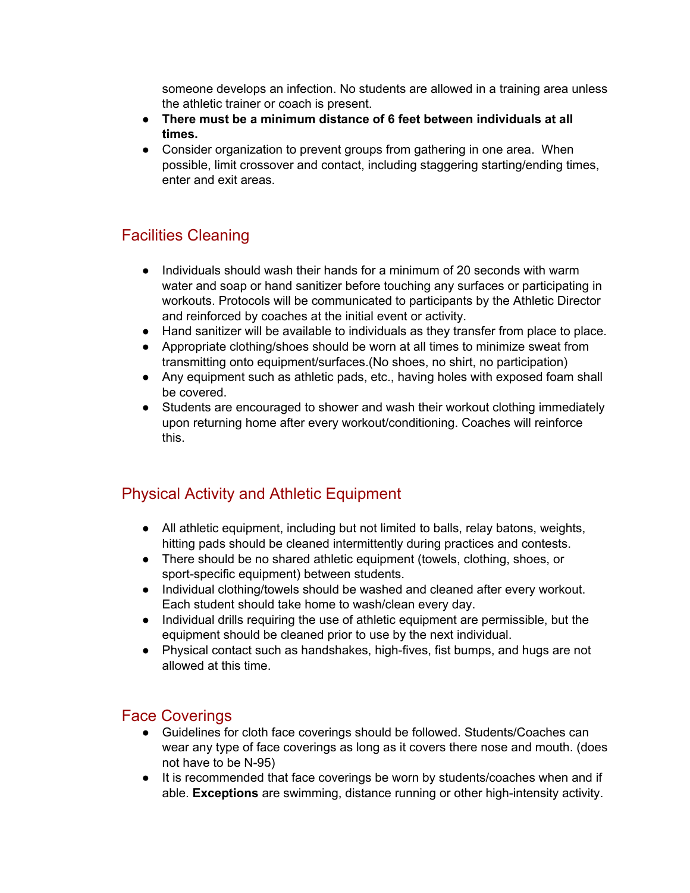someone develops an infection. No students are allowed in a training area unless the athletic trainer or coach is present.

- **There must be a minimum distance of 6 feet between individuals at all times.**
- Consider organization to prevent groups from gathering in one area. When possible, limit crossover and contact, including staggering starting/ending times, enter and exit areas.

## Facilities Cleaning

- Individuals should wash their hands for a minimum of 20 seconds with warm water and soap or hand sanitizer before touching any surfaces or participating in workouts. Protocols will be communicated to participants by the Athletic Director and reinforced by coaches at the initial event or activity.
- Hand sanitizer will be available to individuals as they transfer from place to place.
- Appropriate clothing/shoes should be worn at all times to minimize sweat from transmitting onto equipment/surfaces.(No shoes, no shirt, no participation)
- Any equipment such as athletic pads, etc., having holes with exposed foam shall be covered.
- Students are encouraged to shower and wash their workout clothing immediately upon returning home after every workout/conditioning. Coaches will reinforce this.

## Physical Activity and Athletic Equipment

- All athletic equipment, including but not limited to balls, relay batons, weights, hitting pads should be cleaned intermittently during practices and contests.
- There should be no shared athletic equipment (towels, clothing, shoes, or sport-specific equipment) between students.
- Individual clothing/towels should be washed and cleaned after every workout. Each student should take home to wash/clean every day.
- Individual drills requiring the use of athletic equipment are permissible, but the equipment should be cleaned prior to use by the next individual.
- Physical contact such as handshakes, high-fives, fist bumps, and hugs are not allowed at this time.

## Face Coverings

- Guidelines for cloth face coverings should be followed. Students/Coaches can wear any type of face coverings as long as it covers there nose and mouth. (does not have to be N-95)
- It is recommended that face coverings be worn by students/coaches when and if able. **Exceptions** are swimming, distance running or other high-intensity activity.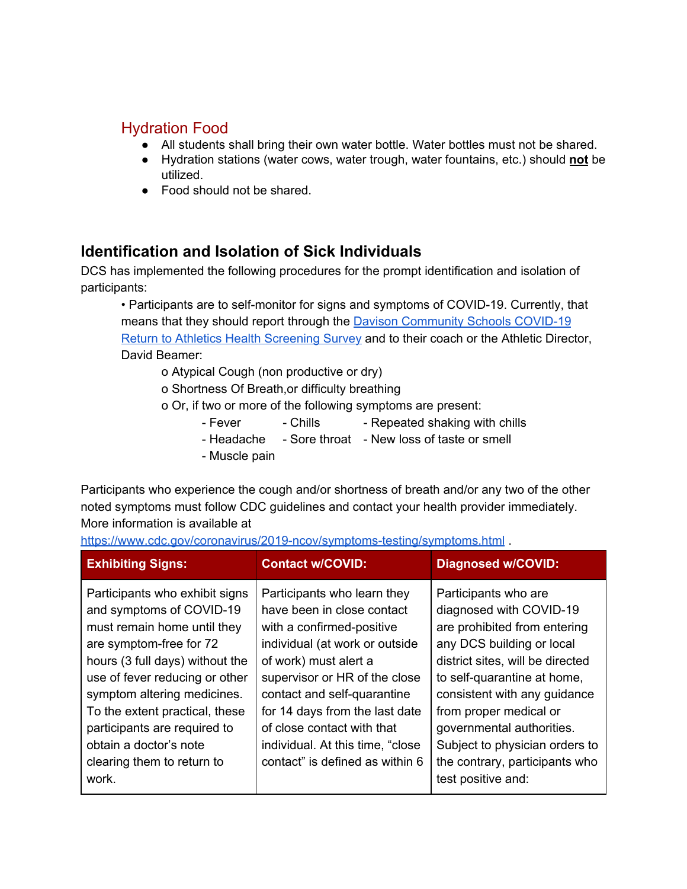## Hydration Food

- All students shall bring their own water bottle. Water bottles must not be shared.
- Hydration stations (water cows, water trough, water fountains, etc.) should **not** be utilized.
- Food should not be shared.

## Identification and Isolation of Sick Individuals

DCS has implemented the following procedures for the prompt identification and isolation of participants:

• Participants are to self-monitor for signs and symptoms of COVID-19. Currently, that means that they should report through the [Davison Community Schools COVID-19 Return to Athletics Health Screening Survey]() and to their coach or the Athletic Director, David Beamer:

o Atypical Cough (non productive or dry)
o Shortness Of Breath,or difficulty breathing
o Or, if two or more of the following symptoms are present:

- Fever
- Chills
- Repeated shaking with chills
- Headache
- Sore throat
- New loss of taste or smell
- Muscle pain

Participants who experience the cough and/or shortness of breath and/or any two of the other noted symptoms must follow CDC guidelines and contact your health provider immediately. More information is available at https://www.cdc.gov/coronavirus/2019-ncov/symptoms-testing/symptoms.html .

| Exhibiting Signs: | Contact w/COVID: | Diagnosed w/COVID: |
|---|---|---|
| Participants who exhibit signs and symptoms of COVID-19 must remain home until they are symptom-free for 72 hours (3 full days) without the use of fever reducing or other symptom altering medicines. To the extent practical, these participants are required to obtain a doctor's note clearing them to return to work. | Participants who learn they have been in close contact with a confirmed-positive individual (at work or outside of work) must alert a supervisor or HR of the close contact and self-quarantine for 14 days from the last date of close contact with that individual. At this time, "close contact" is defined as within 6 | Participants who are diagnosed with COVID-19 are prohibited from entering any DCS building or local district sites, will be directed to self-quarantine at home, consistent with any guidance from proper medical or governmental authorities. Subject to physician orders to the contrary, participants who test positive and: |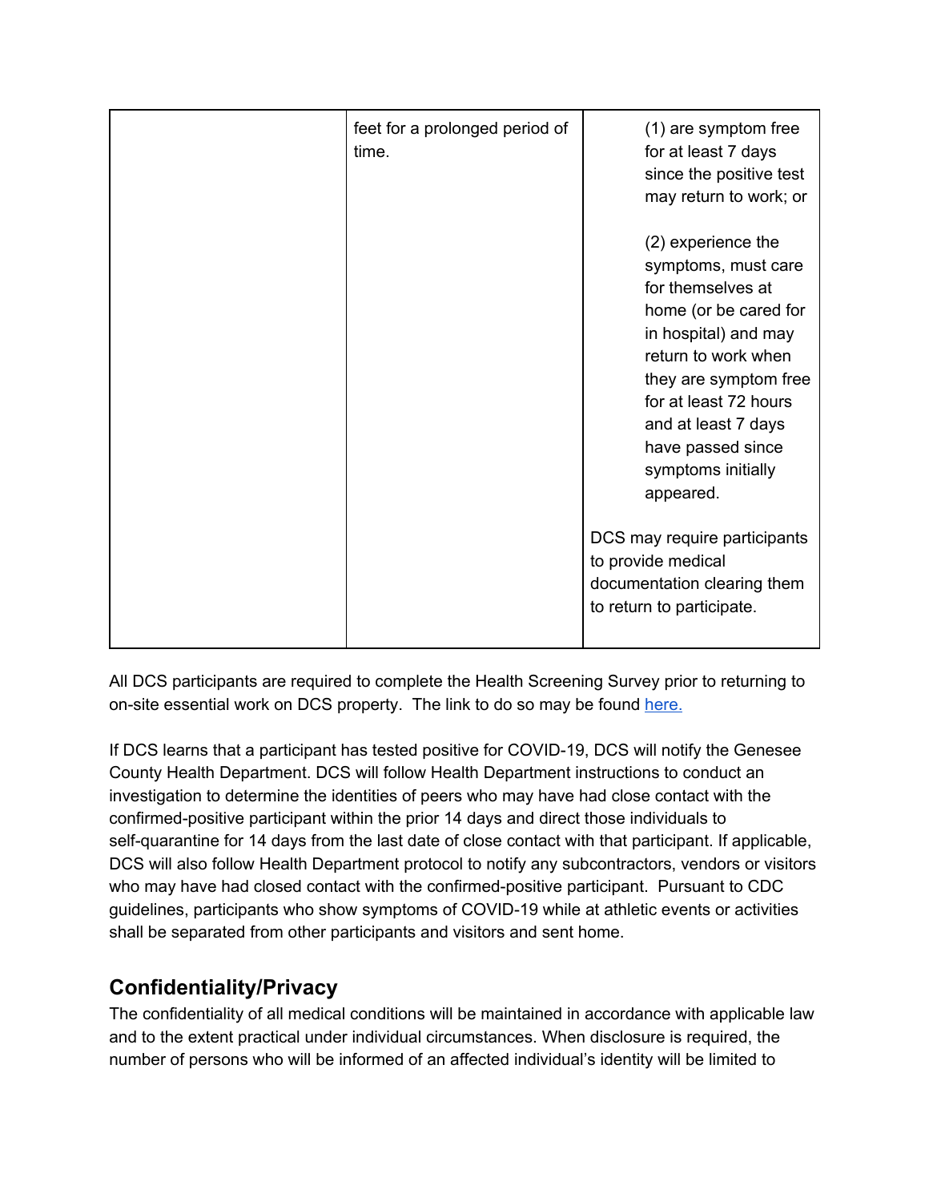| | | |
|---|---|---|
| | feet for a prolonged period of time. | (1) are symptom free for at least 7 days since the positive test may return to work; or<br><br>(2) experience the symptoms, must care for themselves at home (or be cared for in hospital) and may return to work when they are symptom free for at least 72 hours and at least 7 days have passed since symptoms initially appeared.<br><br>DCS may require participants to provide medical documentation clearing them to return to participate. |

All DCS participants are required to complete the Health Screening Survey prior to returning to on-site essential work on DCS property. The link to do so may be found [here.](#)

If DCS learns that a participant has tested positive for COVID-19, DCS will notify the Genesee County Health Department. DCS will follow Health Department instructions to conduct an investigation to determine the identities of peers who may have had close contact with the confirmed-positive participant within the prior 14 days and direct those individuals to self-quarantine for 14 days from the last date of close contact with that participant. If applicable, DCS will also follow Health Department protocol to notify any subcontractors, vendors or visitors who may have had closed contact with the confirmed-positive participant. Pursuant to CDC guidelines, participants who show symptoms of COVID-19 while at athletic events or activities shall be separated from other participants and visitors and sent home.

## Confidentiality/Privacy

The confidentiality of all medical conditions will be maintained in accordance with applicable law and to the extent practical under individual circumstances. When disclosure is required, the number of persons who will be informed of an affected individual's identity will be limited to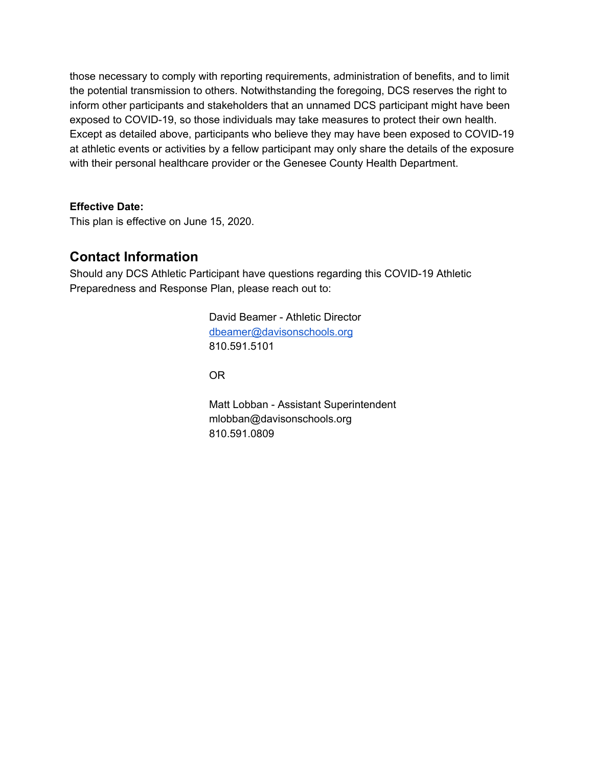those necessary to comply with reporting requirements, administration of benefits, and to limit the potential transmission to others. Notwithstanding the foregoing, DCS reserves the right to inform other participants and stakeholders that an unnamed DCS participant might have been exposed to COVID-19, so those individuals may take measures to protect their own health. Except as detailed above, participants who believe they may have been exposed to COVID-19 at athletic events or activities by a fellow participant may only share the details of the exposure with their personal healthcare provider or the Genesee County Health Department.

**Effective Date:**

This plan is effective on June 15, 2020.

## Contact Information

Should any DCS Athletic Participant have questions regarding this COVID-19 Athletic Preparedness and Response Plan, please reach out to:

David Beamer - Athletic Director
dbeamer@davisonschools.org
810.591.5101

OR

Matt Lobban - Assistant Superintendent
mlobban@davisonschools.org
810.591.0809